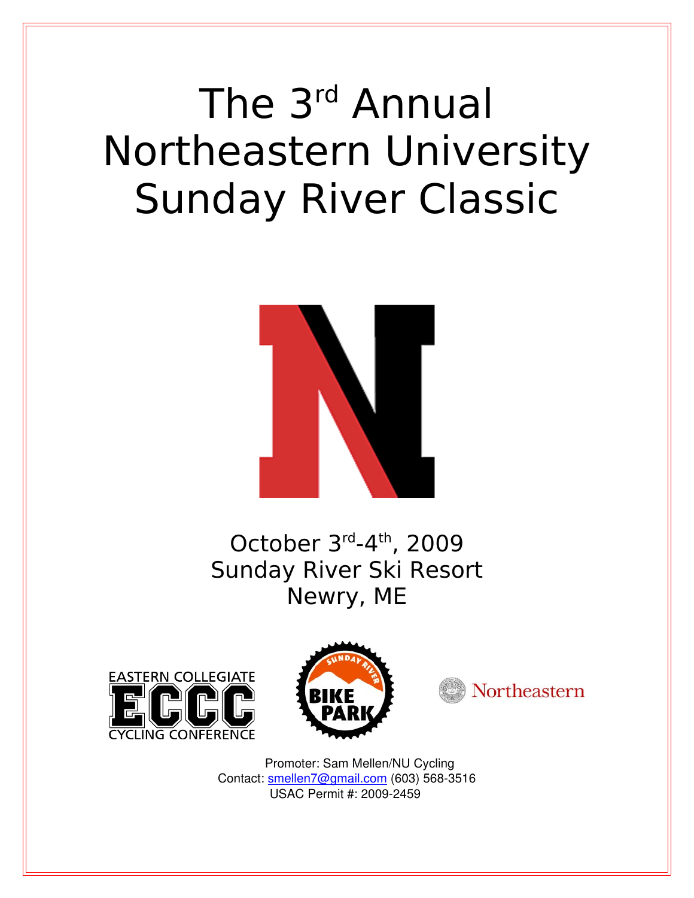# The 3rd Annual Northeastern University Sunday River Classic

October 3rd-4th, 2009
Sunday River Ski Resort
Newry, ME

Promoter: Sam Mellen/NU Cycling
Contact: smellen7@gmail.com (603) 568-3516
USAC Permit #: 2009-2459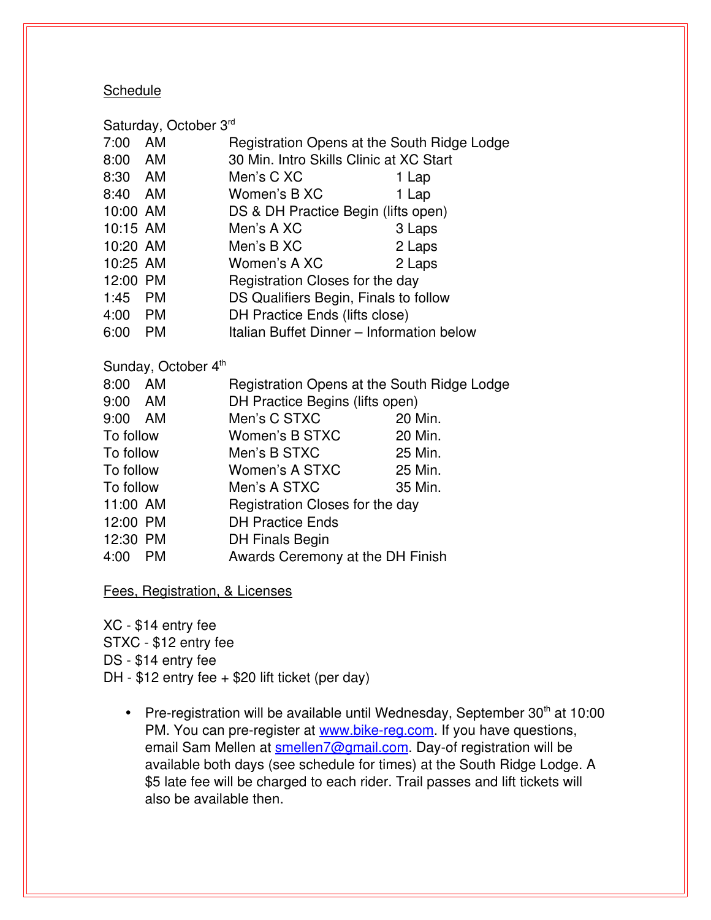## Schedule

Saturday, October 3rd

| | | |
|---|---|---|
| 7:00 AM | Registration Opens at the South Ridge Lodge | |
| 8:00 AM | 30 Min. Intro Skills Clinic at XC Start | |
| 8:30 AM | Men's C XC | 1 Lap |
| 8:40 AM | Women's B XC | 1 Lap |
| 10:00 AM | DS & DH Practice Begin (lifts open) | |
| 10:15 AM | Men's A XC | 3 Laps |
| 10:20 AM | Men's B XC | 2 Laps |
| 10:25 AM | Women's A XC | 2 Laps |
| 12:00 PM | Registration Closes for the day | |
| 1:45 PM | DS Qualifiers Begin, Finals to follow | |
| 4:00 PM | DH Practice Ends (lifts close) | |
| 6:00 PM | Italian Buffet Dinner – Information below | |

Sunday, October 4th

| | | |
|---|---|---|
| 8:00 AM | Registration Opens at the South Ridge Lodge | |
| 9:00 AM | DH Practice Begins (lifts open) | |
| 9:00 AM | Men's C STXC | 20 Min. |
| To follow | Women's B STXC | 20 Min. |
| To follow | Men's B STXC | 25 Min. |
| To follow | Women's A STXC | 25 Min. |
| To follow | Men's A STXC | 35 Min. |
| 11:00 AM | Registration Closes for the day | |
| 12:00 PM | DH Practice Ends | |
| 12:30 PM | DH Finals Begin | |
| 4:00 PM | Awards Ceremony at the DH Finish | |

## Fees, Registration, & Licenses

XC - $14 entry fee
STXC - $12 entry fee
DS - $14 entry fee
DH - $12 entry fee + $20 lift ticket (per day)

- Pre-registration will be available until Wednesday, September 30th at 10:00 PM. You can pre-register at [www.bike-reg.com](www.bike-reg.com). If you have questions, email Sam Mellen at [smellen7@gmail.com](mailto:smellen7@gmail.com). Day-of registration will be available both days (see schedule for times) at the South Ridge Lodge. A $5 late fee will be charged to each rider. Trail passes and lift tickets will also be available then.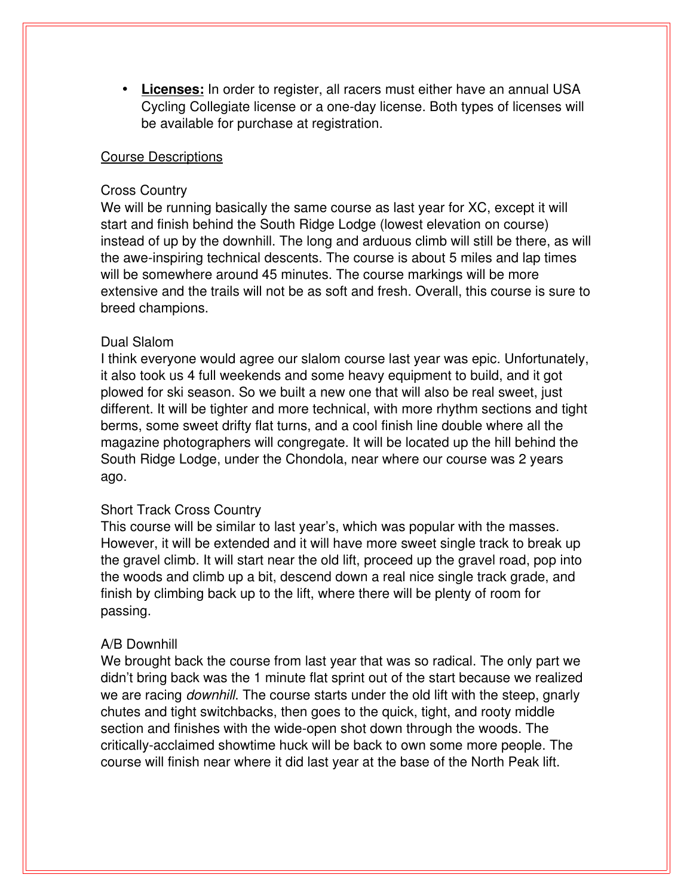- **Licenses:** In order to register, all racers must either have an annual USA Cycling Collegiate license or a one-day license. Both types of licenses will be available for purchase at registration.

## Course Descriptions

### Cross Country

We will be running basically the same course as last year for XC, except it will start and finish behind the South Ridge Lodge (lowest elevation on course) instead of up by the downhill. The long and arduous climb will still be there, as will the awe-inspiring technical descents. The course is about 5 miles and lap times will be somewhere around 45 minutes. The course markings will be more extensive and the trails will not be as soft and fresh. Overall, this course is sure to breed champions.

### Dual Slalom

I think everyone would agree our slalom course last year was epic. Unfortunately, it also took us 4 full weekends and some heavy equipment to build, and it got plowed for ski season. So we built a new one that will also be real sweet, just different. It will be tighter and more technical, with more rhythm sections and tight berms, some sweet drifty flat turns, and a cool finish line double where all the magazine photographers will congregate. It will be located up the hill behind the South Ridge Lodge, under the Chondola, near where our course was 2 years ago.

### Short Track Cross Country

This course will be similar to last year's, which was popular with the masses. However, it will be extended and it will have more sweet single track to break up the gravel climb. It will start near the old lift, proceed up the gravel road, pop into the woods and climb up a bit, descend down a real nice single track grade, and finish by climbing back up to the lift, where there will be plenty of room for passing.

### A/B Downhill

We brought back the course from last year that was so radical. The only part we didn't bring back was the 1 minute flat sprint out of the start because we realized we are racing *downhill*. The course starts under the old lift with the steep, gnarly chutes and tight switchbacks, then goes to the quick, tight, and rooty middle section and finishes with the wide-open shot down through the woods. The critically-acclaimed showtime huck will be back to own some more people. The course will finish near where it did last year at the base of the North Peak lift.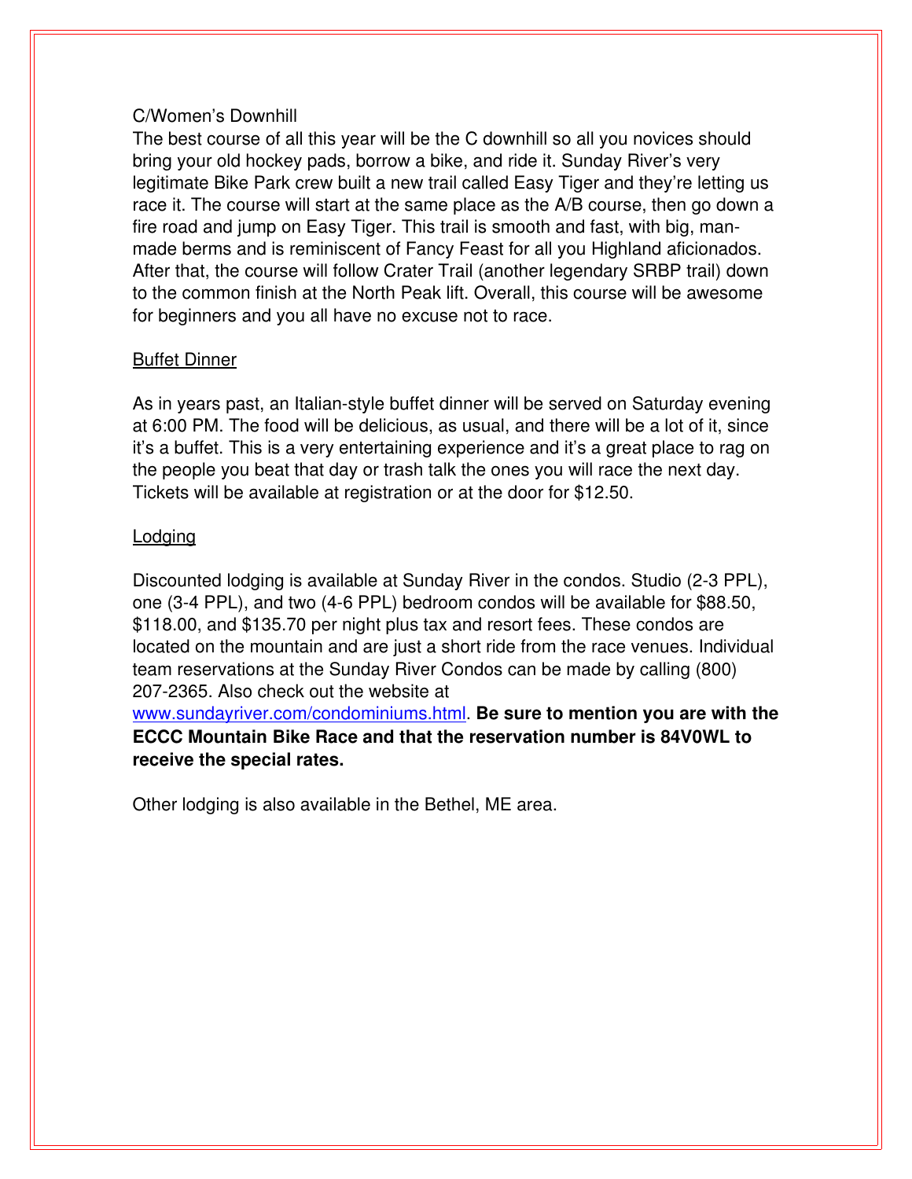C/Women's Downhill

The best course of all this year will be the C downhill so all you novices should bring your old hockey pads, borrow a bike, and ride it. Sunday River's very legitimate Bike Park crew built a new trail called Easy Tiger and they're letting us race it. The course will start at the same place as the A/B course, then go down a fire road and jump on Easy Tiger. This trail is smooth and fast, with big, man-made berms and is reminiscent of Fancy Feast for all you Highland aficionados. After that, the course will follow Crater Trail (another legendary SRBP trail) down to the common finish at the North Peak lift. Overall, this course will be awesome for beginners and you all have no excuse not to race.

## Buffet Dinner

As in years past, an Italian-style buffet dinner will be served on Saturday evening at 6:00 PM. The food will be delicious, as usual, and there will be a lot of it, since it's a buffet. This is a very entertaining experience and it's a great place to rag on the people you beat that day or trash talk the ones you will race the next day. Tickets will be available at registration or at the door for $12.50.

## Lodging

Discounted lodging is available at Sunday River in the condos. Studio (2-3 PPL), one (3-4 PPL), and two (4-6 PPL) bedroom condos will be available for $88.50, $118.00, and $135.70 per night plus tax and resort fees. These condos are located on the mountain and are just a short ride from the race venues. Individual team reservations at the Sunday River Condos can be made by calling (800) 207-2365. Also check out the website at [www.sundayriver.com/condominiums.html](http://www.sundayriver.com/condominiums.html). **Be sure to mention you are with the ECCC Mountain Bike Race and that the reservation number is 84V0WL to receive the special rates.**

Other lodging is also available in the Bethel, ME area.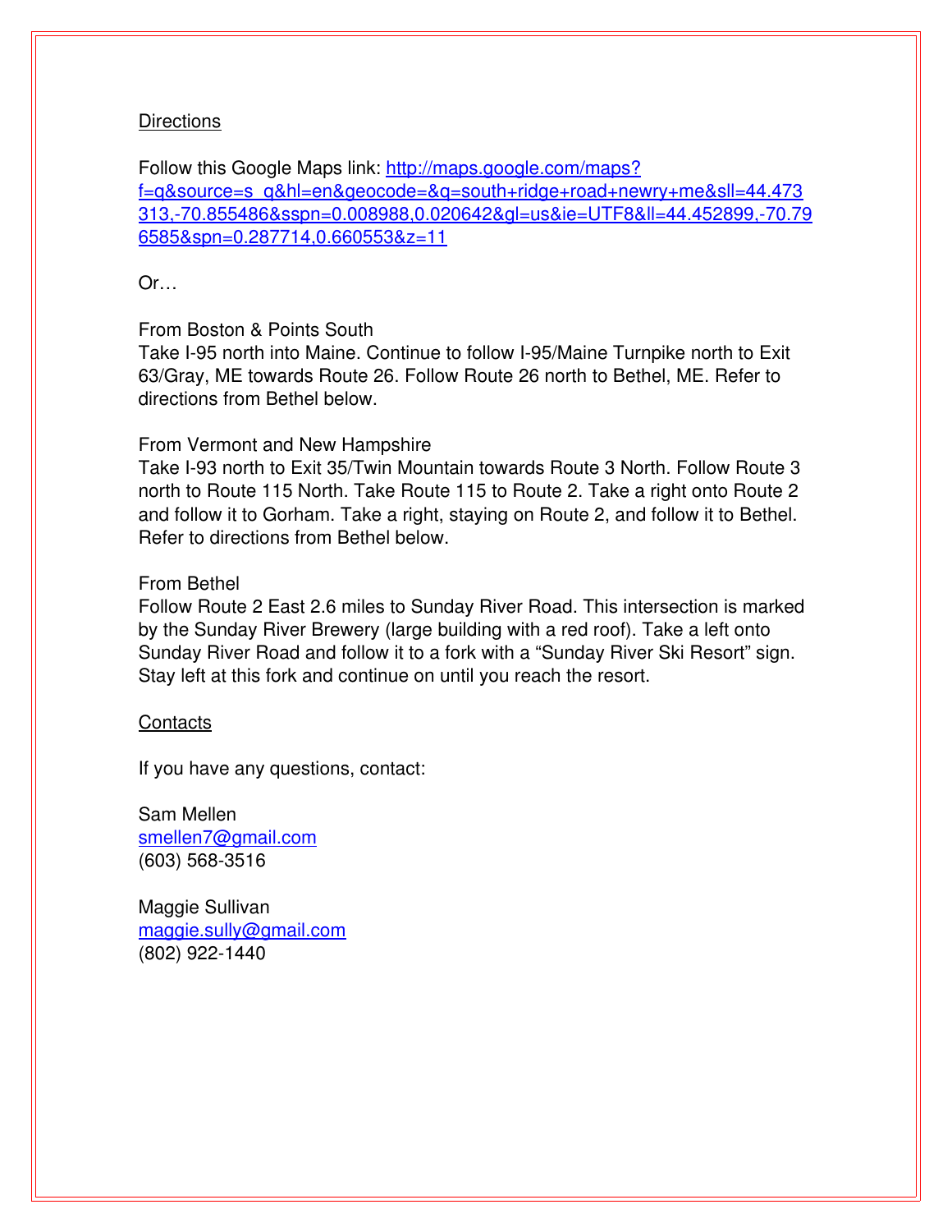## Directions

Follow this Google Maps link: [http://maps.google.com/maps?f=q&source=s_q&hl=en&geocode=&q=south+ridge+road+newry+me&sll=44.473313,-70.855486&sspn=0.008988,0.020642&gl=us&ie=UTF8&ll=44.452899,-70.796585&spn=0.287714,0.660553&z=11](http://maps.google.com/maps?f=q&source=s_q&hl=en&geocode=&q=south+ridge+road+newry+me&sll=44.473313,-70.855486&sspn=0.008988,0.020642&gl=us&ie=UTF8&ll=44.452899,-70.796585&spn=0.287714,0.660553&z=11)

Or…

From Boston & Points South
Take I-95 north into Maine. Continue to follow I-95/Maine Turnpike north to Exit 63/Gray, ME towards Route 26. Follow Route 26 north to Bethel, ME. Refer to directions from Bethel below.

From Vermont and New Hampshire
Take I-93 north to Exit 35/Twin Mountain towards Route 3 North. Follow Route 3 north to Route 115 North. Take Route 115 to Route 2. Take a right onto Route 2 and follow it to Gorham. Take a right, staying on Route 2, and follow it to Bethel. Refer to directions from Bethel below.

From Bethel
Follow Route 2 East 2.6 miles to Sunday River Road. This intersection is marked by the Sunday River Brewery (large building with a red roof). Take a left onto Sunday River Road and follow it to a fork with a "Sunday River Ski Resort" sign. Stay left at this fork and continue on until you reach the resort.

## Contacts

If you have any questions, contact:

Sam Mellen
smellen7@gmail.com
(603) 568-3516

Maggie Sullivan
maggie.sully@gmail.com
(802) 922-1440